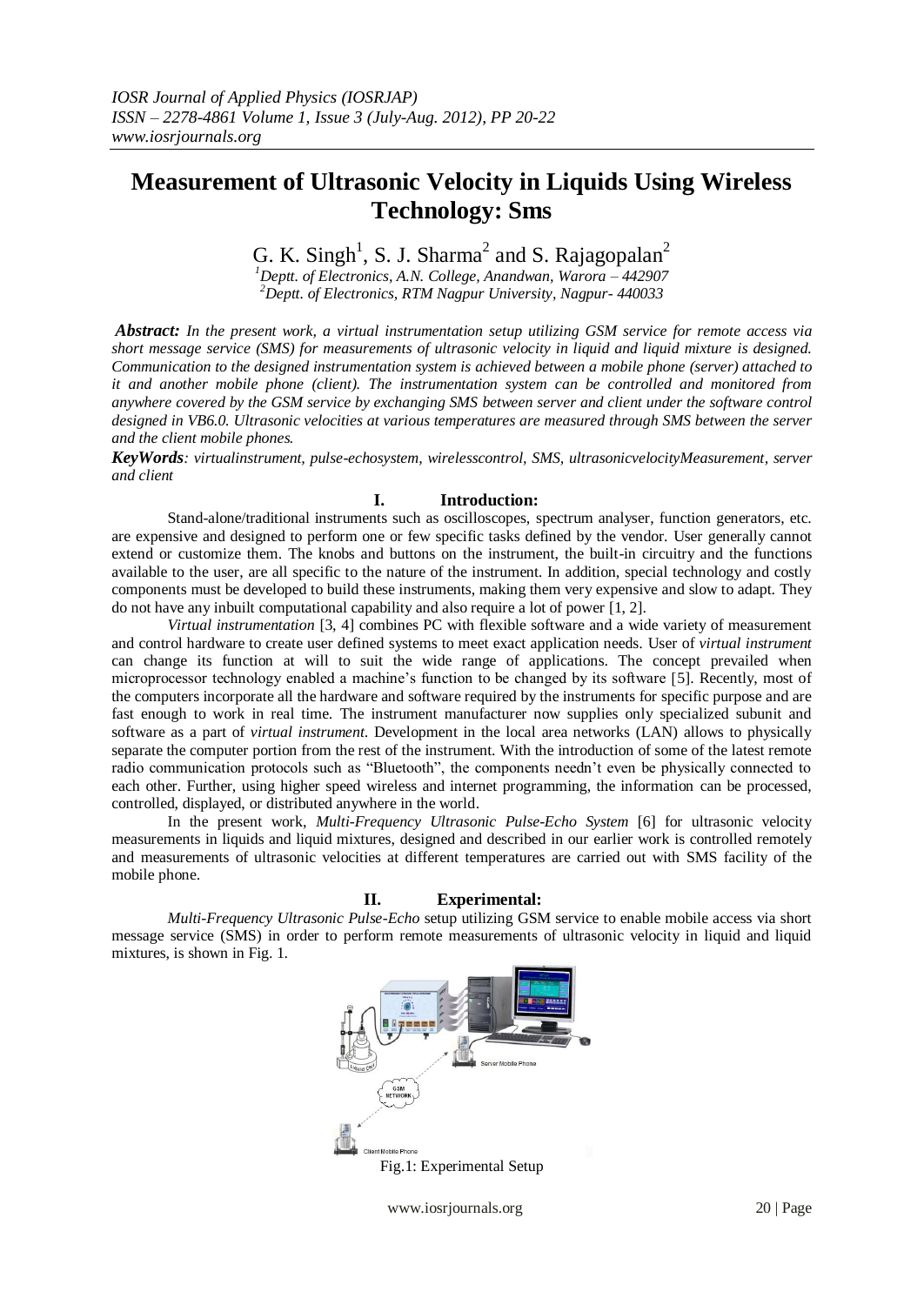# Measurement of Ultrasonic Velocity in Liquids Using Wireless Technology: Sms

G. K. Singh[1], S. J. Sharma[2] and S. Rajagopalan[2]

[1]*Deptt. of Electronics, A.N. College, Anandwan, Warora – 442907*
[2]*Deptt. of Electronics, RTM Nagpur University, Nagpur- 440033*

***Abstract:*** *In the present work, a virtual instrumentation setup utilizing GSM service for remote access via short message service (SMS) for measurements of ultrasonic velocity in liquid and liquid mixture is designed. Communication to the designed instrumentation system is achieved between a mobile phone (server) attached to it and another mobile phone (client). The instrumentation system can be controlled and monitored from anywhere covered by the GSM service by exchanging SMS between server and client under the software control designed in VB6.0. Ultrasonic velocities at various temperatures are measured through SMS between the server and the client mobile phones.*

***KeyWords****: virtualinstrument, pulse-echosystem, wirelesscontrol, SMS, ultrasonicvelocityMeasurement, server and client*

## I. Introduction:

Stand-alone/traditional instruments such as oscilloscopes, spectrum analyser, function generators, etc. are expensive and designed to perform one or few specific tasks defined by the vendor. User generally cannot extend or customize them. The knobs and buttons on the instrument, the built-in circuitry and the functions available to the user, are all specific to the nature of the instrument. In addition, special technology and costly components must be developed to build these instruments, making them very expensive and slow to adapt. They do not have any inbuilt computational capability and also require a lot of power [1, 2].

*Virtual instrumentation* [3, 4] combines PC with flexible software and a wide variety of measurement and control hardware to create user defined systems to meet exact application needs. User of *virtual instrument* can change its function at will to suit the wide range of applications. The concept prevailed when microprocessor technology enabled a machine's function to be changed by its software [5]. Recently, most of the computers incorporate all the hardware and software required by the instruments for specific purpose and are fast enough to work in real time. The instrument manufacturer now supplies only specialized subunit and software as a part of *virtual instrument*. Development in the local area networks (LAN) allows to physically separate the computer portion from the rest of the instrument. With the introduction of some of the latest remote radio communication protocols such as "Bluetooth", the components needn't even be physically connected to each other. Further, using higher speed wireless and internet programming, the information can be processed, controlled, displayed, or distributed anywhere in the world.

In the present work, *Multi-Frequency Ultrasonic Pulse-Echo System* [6] for ultrasonic velocity measurements in liquids and liquid mixtures, designed and described in our earlier work is controlled remotely and measurements of ultrasonic velocities at different temperatures are carried out with SMS facility of the mobile phone.

## II. Experimental:

*Multi-Frequency Ultrasonic Pulse-Echo* setup utilizing GSM service to enable mobile access via short message service (SMS) in order to perform remote measurements of ultrasonic velocity in liquid and liquid mixtures, is shown in Fig. 1.

Fig.1: Experimental Setup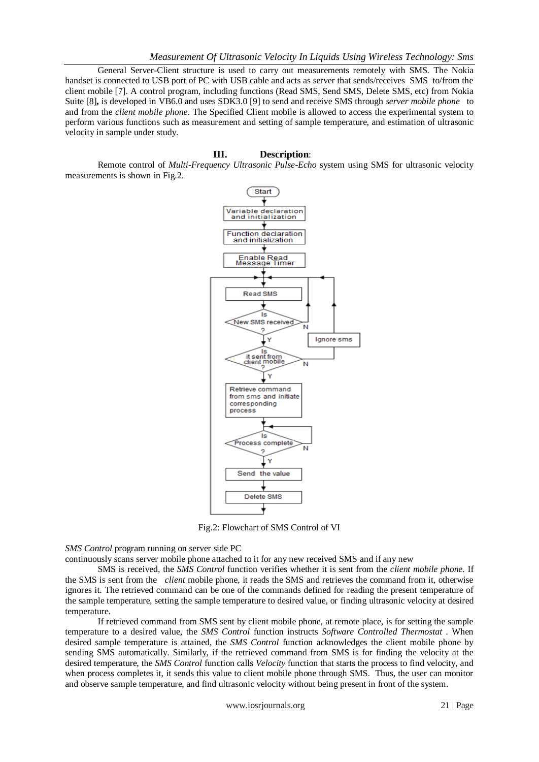General Server-Client structure is used to carry out measurements remotely with SMS. The Nokia handset is connected to USB port of PC with USB cable and acts as server that sends/receives SMS to/from the client mobile [7]. A control program, including functions (Read SMS, Send SMS, Delete SMS, etc) from Nokia Suite [8]**,** is developed in VB6.0 and uses SDK3.0 [9] to send and receive SMS through *server mobile phone* to and from the *client mobile phone*. The Specified Client mobile is allowed to access the experimental system to perform various functions such as measurement and setting of sample temperature, and estimation of ultrasonic velocity in sample under study.

## III. Description:

Remote control of *Multi-Frequency Ultrasonic Pulse-Echo* system using SMS for ultrasonic velocity measurements is shown in Fig.2.

Fig.2: Flowchart of SMS Control of VI

*SMS Control* program running on server side PC
continuously scans server mobile phone attached to it for any new received SMS and if any new SMS is received, the *SMS Control* function verifies whether it is sent from the *client mobile phone*. If the SMS is sent from the *client* mobile phone, it reads the SMS and retrieves the command from it, otherwise ignores it. The retrieved command can be one of the commands defined for reading the present temperature of the sample temperature, setting the sample temperature to desired value, or finding ultrasonic velocity at desired temperature.

If retrieved command from SMS sent by client mobile phone, at remote place, is for setting the sample temperature to a desired value, the *SMS Control* function instructs *Software Controlled Thermostat* . When desired sample temperature is attained, the *SMS Control* function acknowledges the client mobile phone by sending SMS automatically. Similarly, if the retrieved command from SMS is for finding the velocity at the desired temperature, the *SMS Control* function calls *Velocity* function that starts the process to find velocity, and when process completes it, it sends this value to client mobile phone through SMS. Thus, the user can monitor and observe sample temperature, and find ultrasonic velocity without being present in front of the system.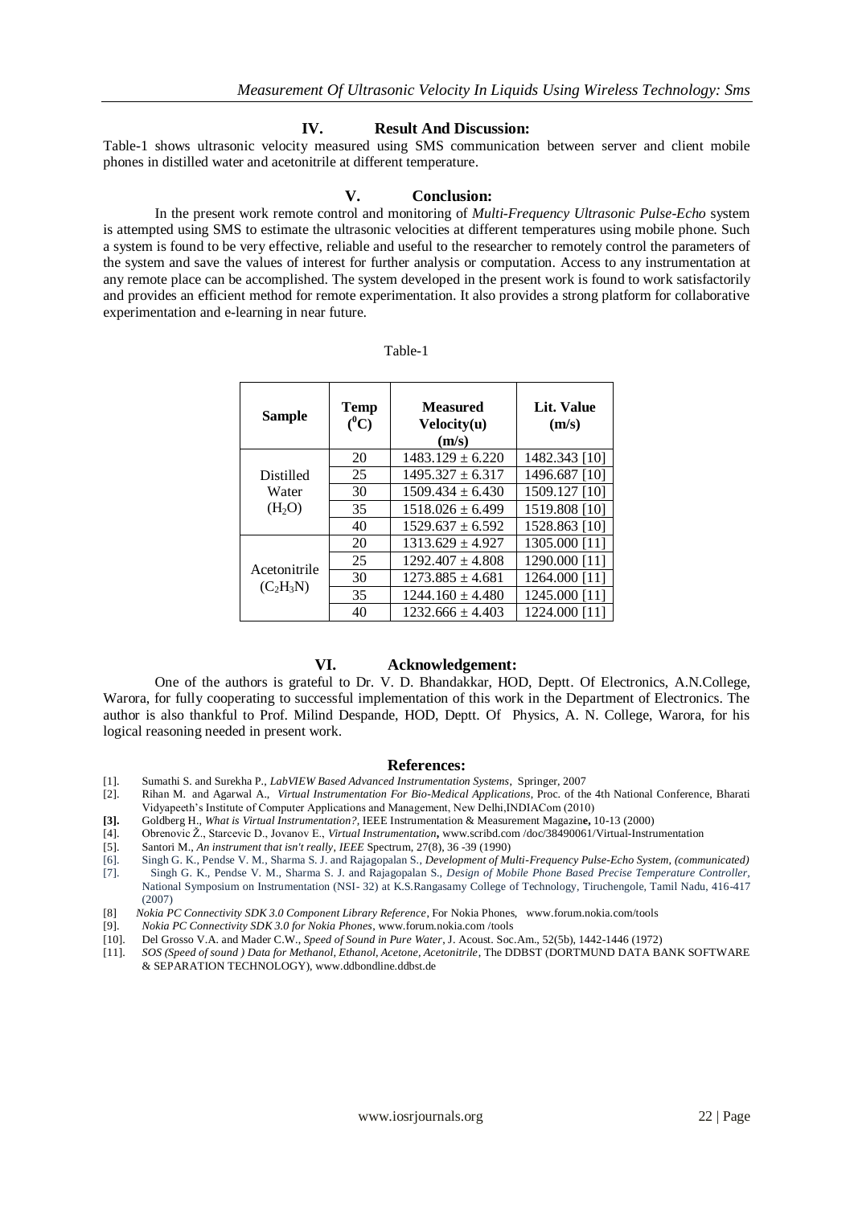## IV. Result And Discussion:

Table-1 shows ultrasonic velocity measured using SMS communication between server and client mobile phones in distilled water and acetonitrile at different temperature.

## V. Conclusion:

In the present work remote control and monitoring of *Multi-Frequency Ultrasonic Pulse-Echo* system is attempted using SMS to estimate the ultrasonic velocities at different temperatures using mobile phone. Such a system is found to be very effective, reliable and useful to the researcher to remotely control the parameters of the system and save the values of interest for further analysis or computation. Access to any instrumentation at any remote place can be accomplished. The system developed in the present work is found to work satisfactorily and provides an efficient method for remote experimentation. It also provides a strong platform for collaborative experimentation and e-learning in near future.

Table-1

| Sample | Temp ($^0$C) | Measured Velocity(u) (m/s) | Lit. Value (m/s) |
|---|---|---|---|
| Distilled Water ($H_2O$) | 20 | 1483.129 ± 6.220 | 1482.343 [10] |
| | 25 | 1495.327 ± 6.317 | 1496.687 [10] |
| | 30 | 1509.434 ± 6.430 | 1509.127 [10] |
| | 35 | 1518.026 ± 6.499 | 1519.808 [10] |
| | 40 | 1529.637 ± 6.592 | 1528.863 [10] |
| Acetonitrile ($C_2H_3N$) | 20 | 1313.629 ± 4.927 | 1305.000 [11] |
| | 25 | 1292.407 ± 4.808 | 1290.000 [11] |
| | 30 | 1273.885 ± 4.681 | 1264.000 [11] |
| | 35 | 1244.160 ± 4.480 | 1245.000 [11] |
| | 40 | 1232.666 ± 4.403 | 1224.000 [11] |

## VI. Acknowledgement:

One of the authors is grateful to Dr. V. D. Bhandakkar, HOD, Deptt. Of Electronics, A.N.College, Warora, for fully cooperating to successful implementation of this work in the Department of Electronics. The author is also thankful to Prof. Milind Despande, HOD, Deptt. Of Physics, A. N. College, Warora, for his logical reasoning needed in present work.

## References:

[1]. Sumathi S. and Surekha P., *LabVIEW Based Advanced Instrumentation Systems*, Springer, 2007

[2]. Rihan M. and Agarwal A., *Virtual Instrumentation For Bio-Medical Applications*, Proc. of the 4th National Conference, Bharati Vidyapeeth's Institute of Computer Applications and Management, New Delhi,INDIACom (2010)

**[3].** Goldberg H., *What is Virtual Instrumentation?*, IEEE Instrumentation & Measurement Magazin**e,** 10-13 (2000)

[4]. Obrenovic Ž., Starcevic D., Jovanov E., *Virtual Instrumentation***,** www.scribd.com /doc/38490061/Virtual-Instrumentation

[5]. Santori M., *An instrument that isn't really, IEEE* Spectrum, 27(8), 36 -39 (1990)

[6]. Singh G. K., Pendse V. M., Sharma S. J. and Rajagopalan S., *Development of Multi-Frequency Pulse-Echo System, (communicated)*

[7]. Singh G. K., Pendse V. M., Sharma S. J. and Rajagopalan S., *Design of Mobile Phone Based Precise Temperature Controller*, National Symposium on Instrumentation (NSI- 32) at K.S.Rangasamy College of Technology, Tiruchengole, Tamil Nadu, 416-417 (2007)

[8] *Nokia PC Connectivity SDK 3.0 Component Library Reference*, For Nokia Phones, www.forum.nokia.com/tools

[9]. *Nokia PC Connectivity SDK 3.0 for Nokia Phones*, www.forum.nokia.com /tools

[10]. Del Grosso V.A. and Mader C.W., *Speed of Sound in Pure Water*, J. Acoust. Soc.Am., 52(5b), 1442-1446 (1972)

[11]. *SOS (Speed of sound ) Data for Methanol, Ethanol, Acetone, Acetonitrile*, The DDBST (DORTMUND DATA BANK SOFTWARE & SEPARATION TECHNOLOGY), www.ddbondline.ddbst.de